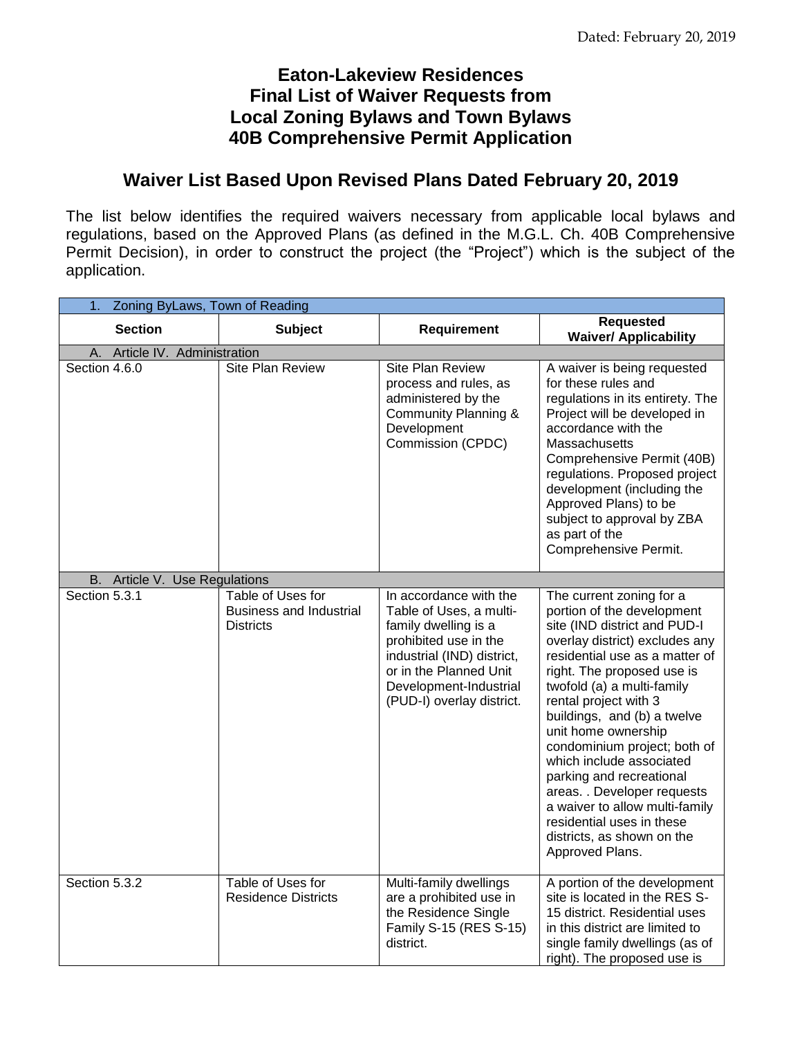Dated: February 20, 2019

# Eaton-Lakeview Residences
# Final List of Waiver Requests from
# Local Zoning Bylaws and Town Bylaws
# 40B Comprehensive Permit Application

## Waiver List Based Upon Revised Plans Dated February 20, 2019

The list below identifies the required waivers necessary from applicable local bylaws and regulations, based on the Approved Plans (as defined in the M.G.L. Ch. 40B Comprehensive Permit Decision), in order to construct the project (the "Project") which is the subject of the application.

| 1. Zoning ByLaws, Town of Reading | | | |
|---|---|---|---|
| **Section** | **Subject** | **Requirement** | **Requested Waiver/ Applicability** |
| A. Article IV. Administration | | | |
| Section 4.6.0 | Site Plan Review | Site Plan Review process and rules, as administered by the Community Planning & Development Commission (CPDC) | A waiver is being requested for these rules and regulations in its entirety. The Project will be developed in accordance with the Massachusetts Comprehensive Permit (40B) regulations. Proposed project development (including the Approved Plans) to be subject to approval by ZBA as part of the Comprehensive Permit. |
| B. Article V. Use Regulations | | | |
| Section 5.3.1 | Table of Uses for Business and Industrial Districts | In accordance with the Table of Uses, a multi-family dwelling is a prohibited use in the industrial (IND) district, or in the Planned Unit Development-Industrial (PUD-I) overlay district. | The current zoning for a portion of the development site (IND district and PUD-I overlay district) excludes any residential use as a matter of right. The proposed use is twofold (a) a multi-family rental project with 3 buildings, and (b) a twelve unit home ownership condominium project; both of which include associated parking and recreational areas. . Developer requests a waiver to allow multi-family residential uses in these districts, as shown on the Approved Plans. |
| Section 5.3.2 | Table of Uses for Residence Districts | Multi-family dwellings are a prohibited use in the Residence Single Family S-15 (RES S-15) district. | A portion of the development site is located in the RES S-15 district. Residential uses in this district are limited to single family dwellings (as of right). The proposed use is |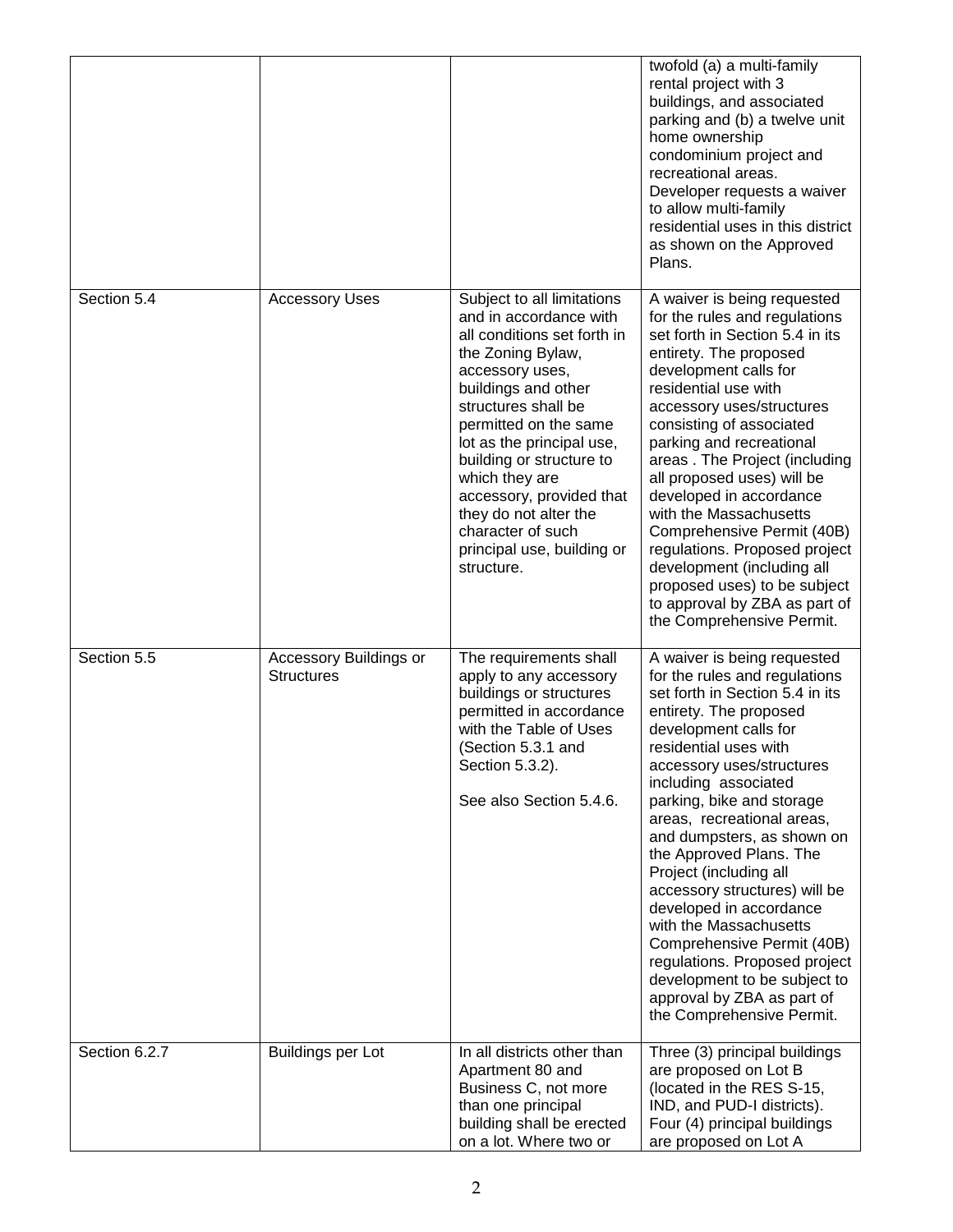| | | | |
|---|---|---|---|
| | | | twofold (a) a multi-family rental project with 3 buildings, and associated parking and (b) a twelve unit home ownership condominium project and recreational areas. Developer requests a waiver to allow multi-family residential uses in this district as shown on the Approved Plans. |
| Section 5.4 | Accessory Uses | Subject to all limitations and in accordance with all conditions set forth in the Zoning Bylaw, accessory uses, buildings and other structures shall be permitted on the same lot as the principal use, building or structure to which they are accessory, provided that they do not alter the character of such principal use, building or structure. | A waiver is being requested for the rules and regulations set forth in Section 5.4 in its entirety. The proposed development calls for residential use with accessory uses/structures consisting of associated parking and recreational areas . The Project (including all proposed uses) will be developed in accordance with the Massachusetts Comprehensive Permit (40B) regulations. Proposed project development (including all proposed uses) to be subject to approval by ZBA as part of the Comprehensive Permit. |
| Section 5.5 | Accessory Buildings or Structures | The requirements shall apply to any accessory buildings or structures permitted in accordance with the Table of Uses (Section 5.3.1 and Section 5.3.2).<br><br>See also Section 5.4.6. | A waiver is being requested for the rules and regulations set forth in Section 5.4 in its entirety. The proposed development calls for residential uses with accessory uses/structures including associated parking, bike and storage areas, recreational areas, and dumpsters, as shown on the Approved Plans. The Project (including all accessory structures) will be developed in accordance with the Massachusetts Comprehensive Permit (40B) regulations. Proposed project development to be subject to approval by ZBA as part of the Comprehensive Permit. |
| Section 6.2.7 | Buildings per Lot | In all districts other than Apartment 80 and Business C, not more than one principal building shall be erected on a lot. Where two or | Three (3) principal buildings are proposed on Lot B (located in the RES S-15, IND, and PUD-I districts). Four (4) principal buildings are proposed on Lot A |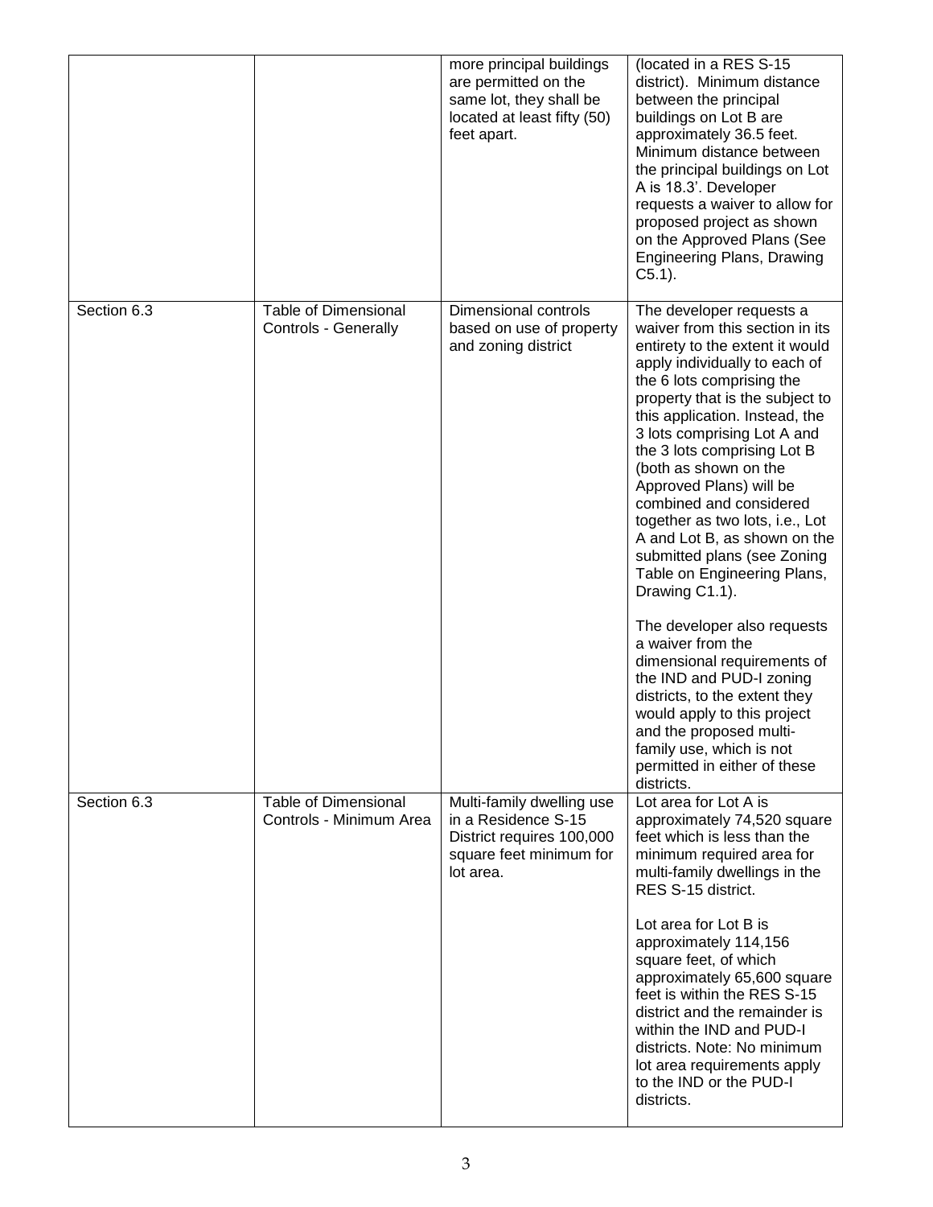| | | more principal buildings are permitted on the same lot, they shall be located at least fifty (50) feet apart. | (located in a RES S-15 district). Minimum distance between the principal buildings on Lot B are approximately 36.5 feet. Minimum distance between the principal buildings on Lot A is 18.3'. Developer requests a waiver to allow for proposed project as shown on the Approved Plans (See Engineering Plans, Drawing C5.1). |
|---|---|---|---|
| Section 6.3 | Table of Dimensional Controls - Generally | Dimensional controls based on use of property and zoning district | The developer requests a waiver from this section in its entirety to the extent it would apply individually to each of the 6 lots comprising the property that is the subject to this application. Instead, the 3 lots comprising Lot A and the 3 lots comprising Lot B (both as shown on the Approved Plans) will be combined and considered together as two lots, i.e., Lot A and Lot B, as shown on the submitted plans (see Zoning Table on Engineering Plans, Drawing C1.1).<br><br>The developer also requests a waiver from the dimensional requirements of the IND and PUD-I zoning districts, to the extent they would apply to this project and the proposed multi-family use, which is not permitted in either of these districts. |
| Section 6.3 | Table of Dimensional Controls - Minimum Area | Multi-family dwelling use in a Residence S-15 District requires 100,000 square feet minimum for lot area. | Lot area for Lot A is approximately 74,520 square feet which is less than the minimum required area for multi-family dwellings in the RES S-15 district.<br><br>Lot area for Lot B is approximately 114,156 square feet, of which approximately 65,600 square feet is within the RES S-15 district and the remainder is within the IND and PUD-I districts. Note: No minimum lot area requirements apply to the IND or the PUD-I districts. |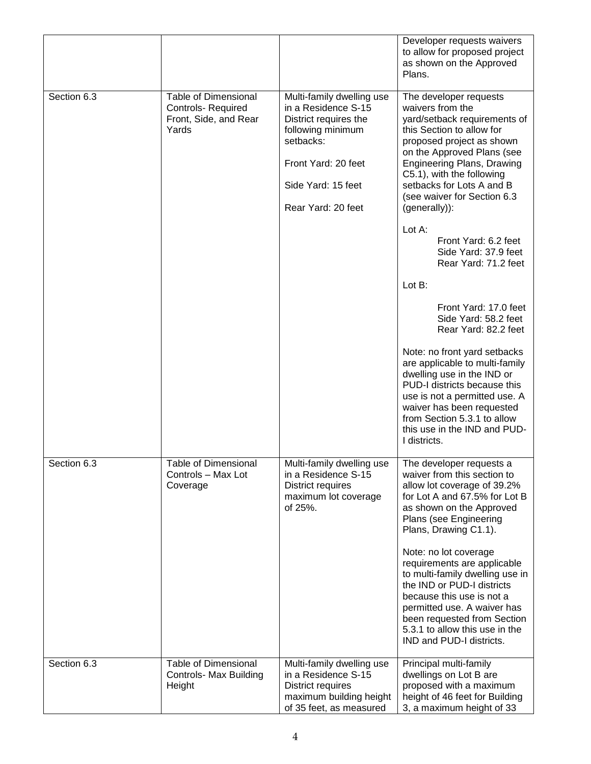| | | | |
|---|---|---|---|
| | | | Developer requests waivers to allow for proposed project as shown on the Approved Plans. |
| Section 6.3 | Table of Dimensional Controls- Required Front, Side, and Rear Yards | Multi-family dwelling use in a Residence S-15 District requires the following minimum setbacks:<br><br>Front Yard: 20 feet<br><br>Side Yard: 15 feet<br><br>Rear Yard: 20 feet | The developer requests waivers from the yard/setback requirements of this Section to allow for proposed project as shown on the Approved Plans (see Engineering Plans, Drawing C5.1), with the following setbacks for Lots A and B (see waiver for Section 6.3 (generally)):<br><br>Lot A:<br>Front Yard: 6.2 feet<br>Side Yard: 37.9 feet<br>Rear Yard: 71.2 feet<br><br>Lot B:<br><br>Front Yard: 17.0 feet<br>Side Yard: 58.2 feet<br>Rear Yard: 82.2 feet<br><br>Note: no front yard setbacks are applicable to multi-family dwelling use in the IND or PUD-I districts because this use is not a permitted use. A waiver has been requested from Section 5.3.1 to allow this use in the IND and PUD-I districts. |
| Section 6.3 | Table of Dimensional Controls – Max Lot Coverage | Multi-family dwelling use in a Residence S-15 District requires maximum lot coverage of 25%. | The developer requests a waiver from this section to allow lot coverage of 39.2% for Lot A and 67.5% for Lot B as shown on the Approved Plans (see Engineering Plans, Drawing C1.1).<br><br>Note: no lot coverage requirements are applicable to multi-family dwelling use in the IND or PUD-I districts because this use is not a permitted use. A waiver has been requested from Section 5.3.1 to allow this use in the IND and PUD-I districts. |
| Section 6.3 | Table of Dimensional Controls- Max Building Height | Multi-family dwelling use in a Residence S-15 District requires maximum building height of 35 feet, as measured | Principal multi-family dwellings on Lot B are proposed with a maximum height of 46 feet for Building 3, a maximum height of 33 |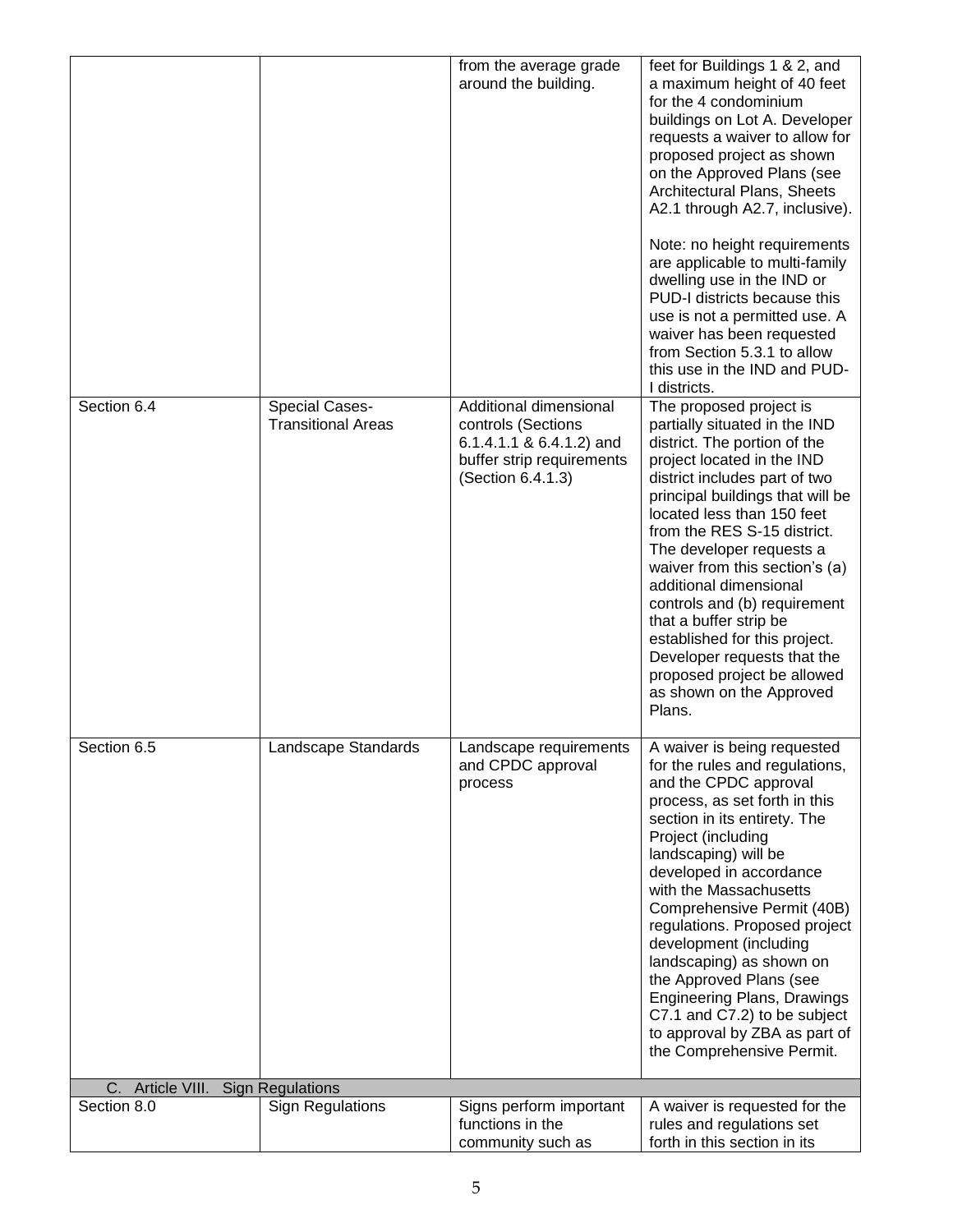| | | | |
|---|---|---|---|
| | | from the average grade around the building. | feet for Buildings 1 & 2, and a maximum height of 40 feet for the 4 condominium buildings on Lot A. Developer requests a waiver to allow for proposed project as shown on the Approved Plans (see Architectural Plans, Sheets A2.1 through A2.7, inclusive).<br><br>Note: no height requirements are applicable to multi-family dwelling use in the IND or PUD-I districts because this use is not a permitted use. A waiver has been requested from Section 5.3.1 to allow this use in the IND and PUD-I districts. |
| Section 6.4 | Special Cases-Transitional Areas | Additional dimensional controls (Sections 6.1.4.1.1 & 6.4.1.2) and buffer strip requirements (Section 6.4.1.3) | The proposed project is partially situated in the IND district. The portion of the project located in the IND district includes part of two principal buildings that will be located less than 150 feet from the RES S-15 district. The developer requests a waiver from this section's (a) additional dimensional controls and (b) requirement that a buffer strip be established for this project. Developer requests that the proposed project be allowed as shown on the Approved Plans. |
| Section 6.5 | Landscape Standards | Landscape requirements and CPDC approval process | A waiver is being requested for the rules and regulations, and the CPDC approval process, as set forth in this section in its entirety. The Project (including landscaping) will be developed in accordance with the Massachusetts Comprehensive Permit (40B) regulations. Proposed project development (including landscaping) as shown on the Approved Plans (see Engineering Plans, Drawings C7.1 and C7.2) to be subject to approval by ZBA as part of the Comprehensive Permit. |
| C. Article VIII. Sign Regulations | | | |
| Section 8.0 | Sign Regulations | Signs perform important functions in the community such as | A waiver is requested for the rules and regulations set forth in this section in its |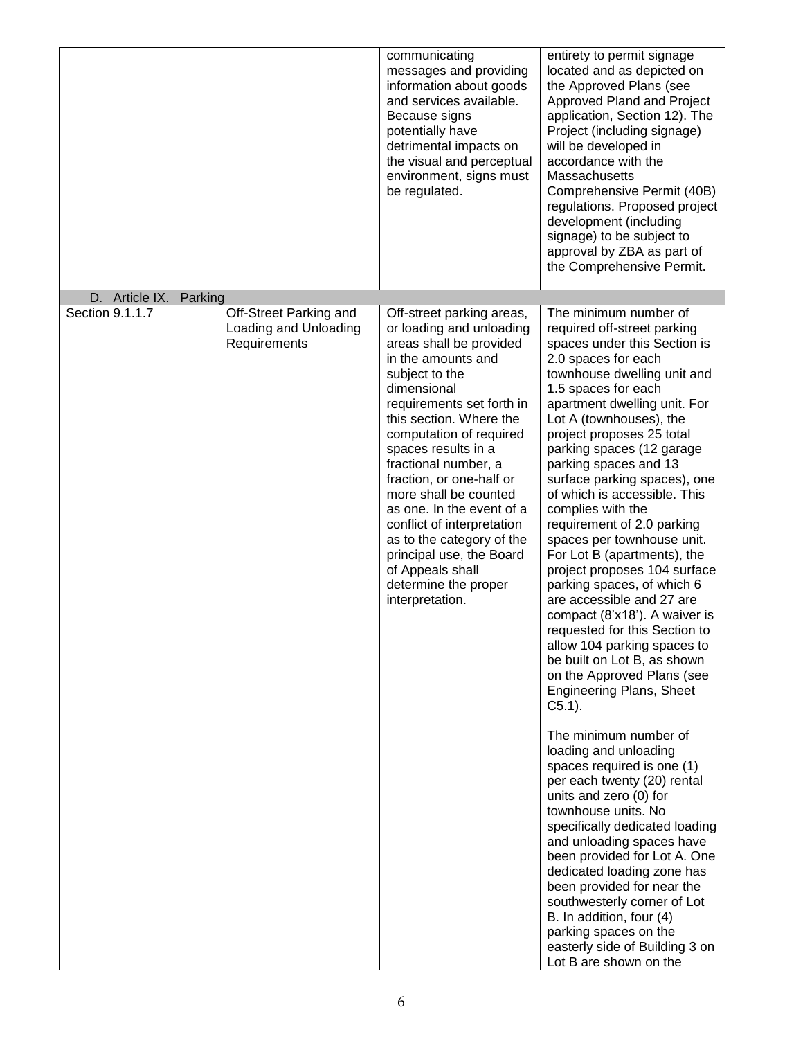| | | | |
|---|---|---|---|
| | | communicating messages and providing information about goods and services available. Because signs potentially have detrimental impacts on the visual and perceptual environment, signs must be regulated. | entirety to permit signage located and as depicted on the Approved Plans (see Approved Pland and Project application, Section 12). The Project (including signage) will be developed in accordance with the Massachusetts Comprehensive Permit (40B) regulations. Proposed project development (including signage) to be subject to approval by ZBA as part of the Comprehensive Permit. |
| D. Article IX. Parking | | | |
| Section 9.1.1.7 | Off-Street Parking and Loading and Unloading Requirements | Off-street parking areas, or loading and unloading areas shall be provided in the amounts and subject to the dimensional requirements set forth in this section. Where the computation of required spaces results in a fractional number, a fraction, or one-half or more shall be counted as one. In the event of a conflict of interpretation as to the category of the principal use, the Board of Appeals shall determine the proper interpretation. | The minimum number of required off-street parking spaces under this Section is 2.0 spaces for each townhouse dwelling unit and 1.5 spaces for each apartment dwelling unit. For Lot A (townhouses), the project proposes 25 total parking spaces (12 garage parking spaces and 13 surface parking spaces), one of which is accessible. This complies with the requirement of 2.0 parking spaces per townhouse unit. For Lot B (apartments), the project proposes 104 surface parking spaces, of which 6 are accessible and 27 are compact (8'x18'). A waiver is requested for this Section to allow 104 parking spaces to be built on Lot B, as shown on the Approved Plans (see Engineering Plans, Sheet C5.1).<br><br>The minimum number of loading and unloading spaces required is one (1) per each twenty (20) rental units and zero (0) for townhouse units. No specifically dedicated loading and unloading spaces have been provided for Lot A. One dedicated loading zone has been provided for near the southwesterly corner of Lot B. In addition, four (4) parking spaces on the easterly side of Building 3 on Lot B are shown on the |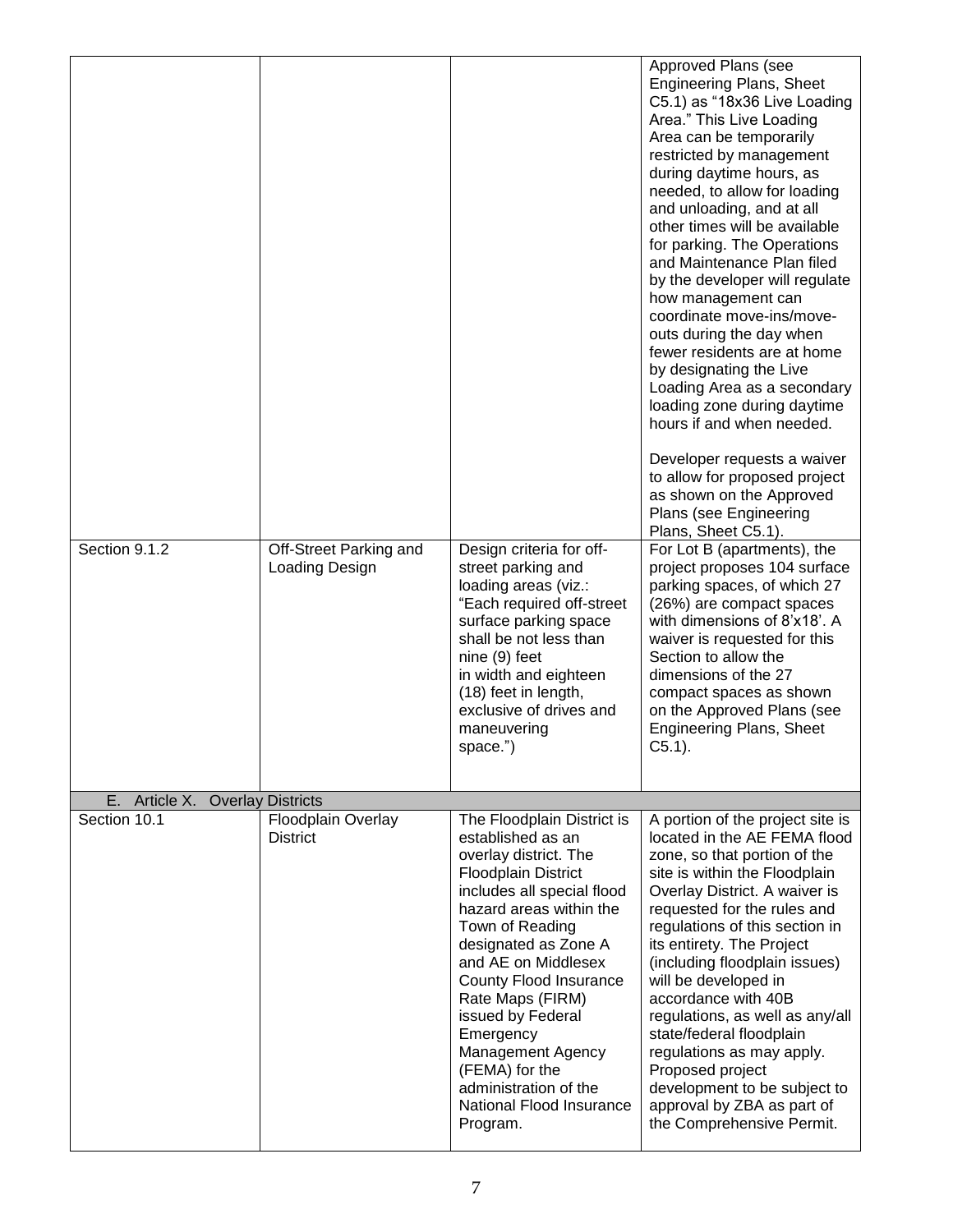| | | | |
|---|---|---|---|
| | | | Approved Plans (see Engineering Plans, Sheet C5.1) as "18x36 Live Loading Area." This Live Loading Area can be temporarily restricted by management during daytime hours, as needed, to allow for loading and unloading, and at all other times will be available for parking. The Operations and Maintenance Plan filed by the developer will regulate how management can coordinate move-ins/move-outs during the day when fewer residents are at home by designating the Live Loading Area as a secondary loading zone during daytime hours if and when needed.<br><br>Developer requests a waiver to allow for proposed project as shown on the Approved Plans (see Engineering Plans, Sheet C5.1). |
| Section 9.1.2 | Off-Street Parking and Loading Design | Design criteria for off-street parking and loading areas (viz.: "Each required off-street surface parking space shall be not less than nine (9) feet in width and eighteen (18) feet in length, exclusive of drives and maneuvering space.") | For Lot B (apartments), the project proposes 104 surface parking spaces, of which 27 (26%) are compact spaces with dimensions of 8'x18'. A waiver is requested for this Section to allow the dimensions of the 27 compact spaces as shown on the Approved Plans (see Engineering Plans, Sheet C5.1). |
| E. Article X. Overlay Districts | | | |
| Section 10.1 | Floodplain Overlay District | The Floodplain District is established as an overlay district. The Floodplain District includes all special flood hazard areas within the Town of Reading designated as Zone A and AE on Middlesex County Flood Insurance Rate Maps (FIRM) issued by Federal Emergency Management Agency (FEMA) for the administration of the National Flood Insurance Program. | A portion of the project site is located in the AE FEMA flood zone, so that portion of the site is within the Floodplain Overlay District. A waiver is requested for the rules and regulations of this section in its entirety. The Project (including floodplain issues) will be developed in accordance with 40B regulations, as well as any/all state/federal floodplain regulations as may apply. Proposed project development to be subject to approval by ZBA as part of the Comprehensive Permit. |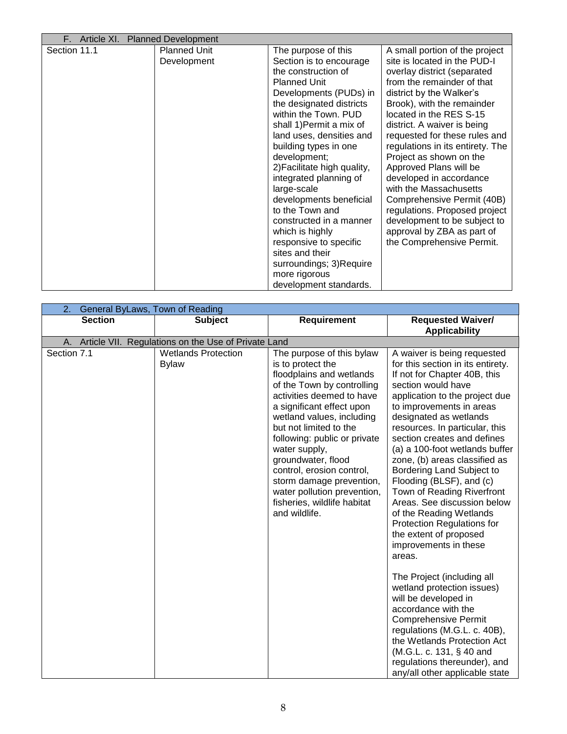| F. Article XI. Planned Development | | | |
|---|---|---|---|
| Section 11.1 | Planned Unit Development | The purpose of this Section is to encourage the construction of Planned Unit Developments (PUDs) in the designated districts within the Town. PUD shall 1)Permit a mix of land uses, densities and building types in one development; 2)Facilitate high quality, integrated planning of large-scale developments beneficial to the Town and constructed in a manner which is highly responsive to specific sites and their surroundings; 3)Require more rigorous development standards. | A small portion of the project site is located in the PUD-I overlay district (separated from the remainder of that district by the Walker's Brook), with the remainder located in the RES S-15 district. A waiver is being requested for these rules and regulations in its entirety. The Project as shown on the Approved Plans will be developed in accordance with the Massachusetts Comprehensive Permit (40B) regulations. Proposed project development to be subject to approval by ZBA as part of the Comprehensive Permit. |

| 2. General ByLaws, Town of Reading | | | |
|---|---|---|---|
| **Section** | **Subject** | **Requirement** | **Requested Waiver/ Applicability** |
| A. Article VII. Regulations on the Use of Private Land | | | |
| Section 7.1 | Wetlands Protection Bylaw | The purpose of this bylaw is to protect the floodplains and wetlands of the Town by controlling activities deemed to have a significant effect upon wetland values, including but not limited to the following: public or private water supply, groundwater, flood control, erosion control, storm damage prevention, water pollution prevention, fisheries, wildlife habitat and wildlife. | A waiver is being requested for this section in its entirety. If not for Chapter 40B, this section would have application to the project due to improvements in areas designated as wetlands resources. In particular, this section creates and defines (a) a 100-foot wetlands buffer zone, (b) areas classified as Bordering Land Subject to Flooding (BLSF), and (c) Town of Reading Riverfront Areas. See discussion below of the Reading Wetlands Protection Regulations for the extent of proposed improvements in these areas.<br><br>The Project (including all wetland protection issues) will be developed in accordance with the Comprehensive Permit regulations (M.G.L. c. 40B), the Wetlands Protection Act (M.G.L. c. 131, § 40 and regulations thereunder), and any/all other applicable state |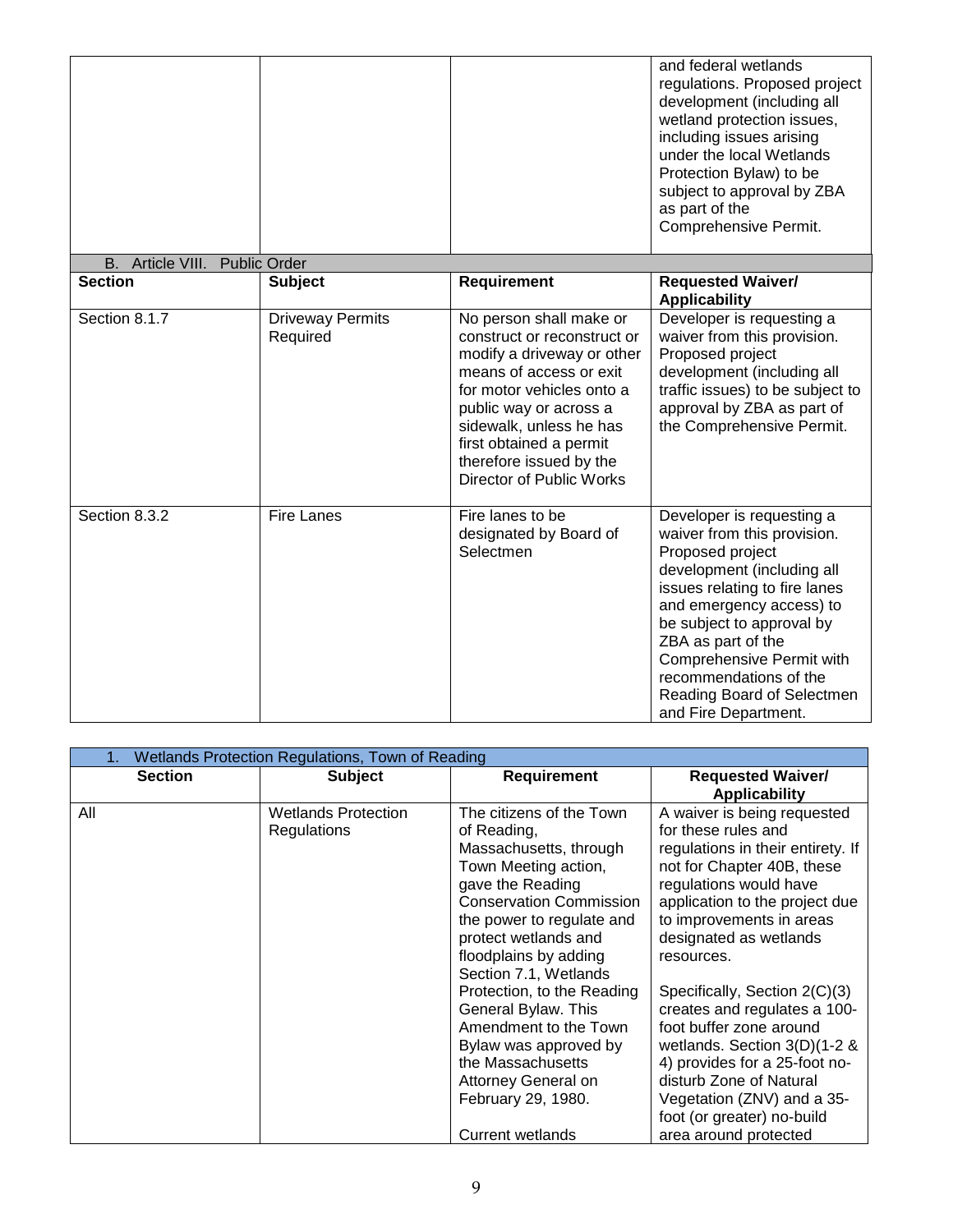| | | | and federal wetlands regulations. Proposed project development (including all wetland protection issues, including issues arising under the local Wetlands Protection Bylaw) to be subject to approval by ZBA as part of the Comprehensive Permit. |
|---|---|---|---|

B. Article VIII. Public Order

| Section | Subject | Requirement | Requested Waiver/ Applicability |
|---|---|---|---|
| Section 8.1.7 | Driveway Permits Required | No person shall make or construct or reconstruct or modify a driveway or other means of access or exit for motor vehicles onto a public way or across a sidewalk, unless he has first obtained a permit therefore issued by the Director of Public Works | Developer is requesting a waiver from this provision. Proposed project development (including all traffic issues) to be subject to approval by ZBA as part of the Comprehensive Permit. |
| Section 8.3.2 | Fire Lanes | Fire lanes to be designated by Board of Selectmen | Developer is requesting a waiver from this provision. Proposed project development (including all issues relating to fire lanes and emergency access) to be subject to approval by ZBA as part of the Comprehensive Permit with recommendations of the Reading Board of Selectmen and Fire Department. |

1. Wetlands Protection Regulations, Town of Reading

| Section | Subject | Requirement | Requested Waiver/ Applicability |
|---|---|---|---|
| All | Wetlands Protection Regulations | The citizens of the Town of Reading, Massachusetts, through Town Meeting action, gave the Reading Conservation Commission the power to regulate and protect wetlands and floodplains by adding Section 7.1, Wetlands Protection, to the Reading General Bylaw. This Amendment to the Town Bylaw was approved by the Massachusetts Attorney General on February 29, 1980.<br><br>Current wetlands | A waiver is being requested for these rules and regulations in their entirety. If not for Chapter 40B, these regulations would have application to the project due to improvements in areas designated as wetlands resources.<br><br>Specifically, Section 2(C)(3) creates and regulates a 100-foot buffer zone around wetlands. Section 3(D)(1-2 & 4) provides for a 25-foot no-disturb Zone of Natural Vegetation (ZNV) and a 35-foot (or greater) no-build area around protected |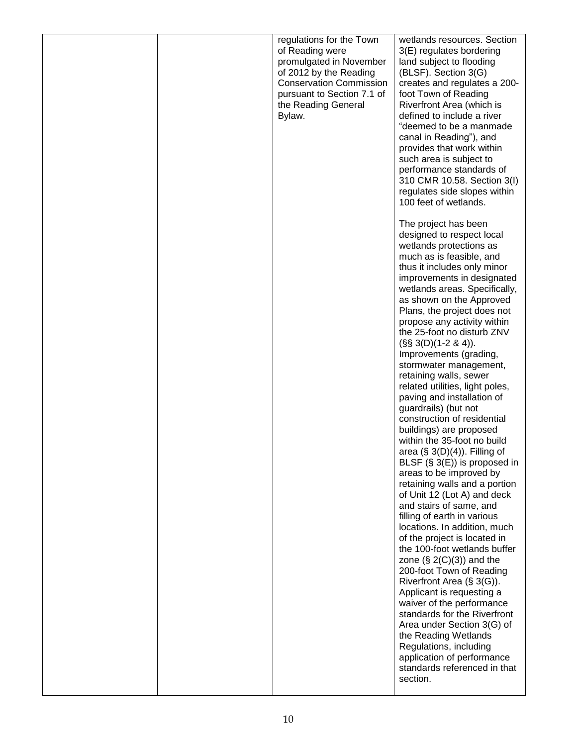|  |  | regulations for the Town of Reading were promulgated in November of 2012 by the Reading Conservation Commission pursuant to Section 7.1 of the Reading General Bylaw. | wetlands resources. Section 3(E) regulates bordering land subject to flooding (BLSF). Section 3(G) creates and regulates a 200-foot Town of Reading Riverfront Area (which is defined to include a river "deemed to be a manmade canal in Reading"), and provides that work within such area is subject to performance standards of 310 CMR 10.58. Section 3(I) regulates side slopes within 100 feet of wetlands.<br><br>The project has been designed to respect local wetlands protections as much as is feasible, and thus it includes only minor improvements in designated wetlands areas. Specifically, as shown on the Approved Plans, the project does not propose any activity within the 25-foot no disturb ZNV (§§ 3(D)(1-2 & 4)). Improvements (grading, stormwater management, retaining walls, sewer related utilities, light poles, paving and installation of guardrails) (but not construction of residential buildings) are proposed within the 35-foot no build area (§ 3(D)(4)). Filling of BLSF (§ 3(E)) is proposed in areas to be improved by retaining walls and a portion of Unit 12 (Lot A) and deck and stairs of same, and filling of earth in various locations. In addition, much of the project is located in the 100-foot wetlands buffer zone (§ 2(C)(3)) and the 200-foot Town of Reading Riverfront Area (§ 3(G)). Applicant is requesting a waiver of the performance standards for the Riverfront Area under Section 3(G) of the Reading Wetlands Regulations, including application of performance standards referenced in that section. |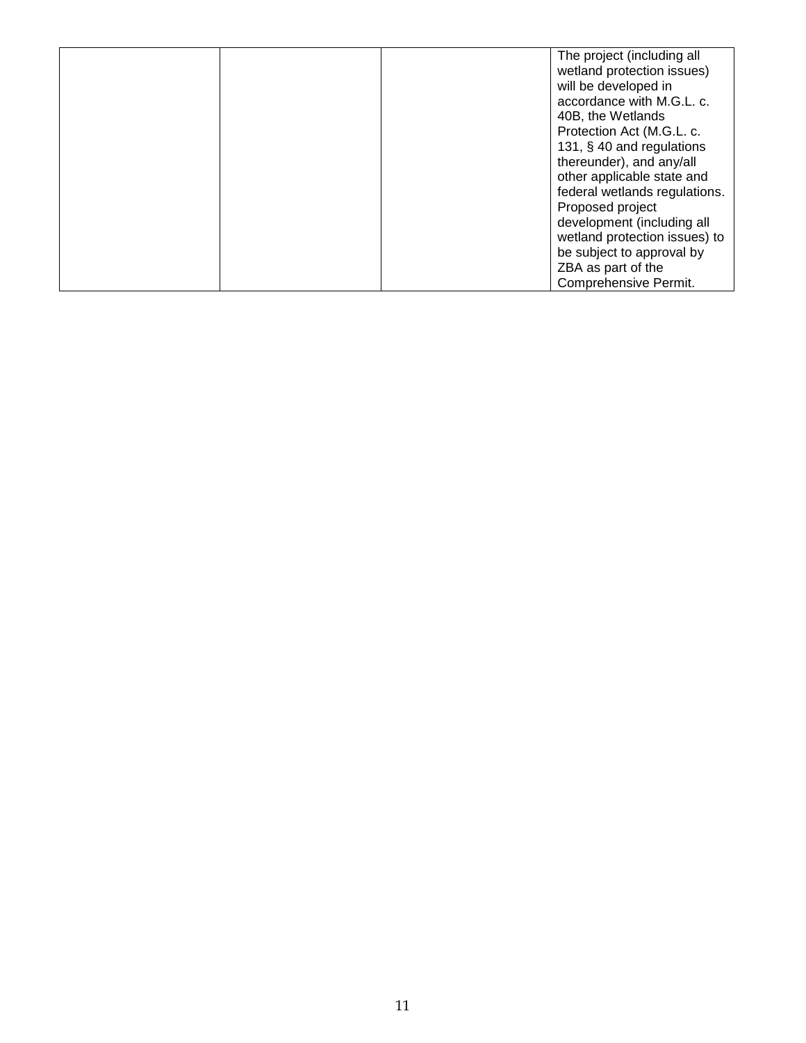| | | | |
|---|---|---|---|
| | | | The project (including all wetland protection issues) will be developed in accordance with M.G.L. c. 40B, the Wetlands Protection Act (M.G.L. c. 131, § 40 and regulations thereunder), and any/all other applicable state and federal wetlands regulations. Proposed project development (including all wetland protection issues) to be subject to approval by ZBA as part of the Comprehensive Permit. |